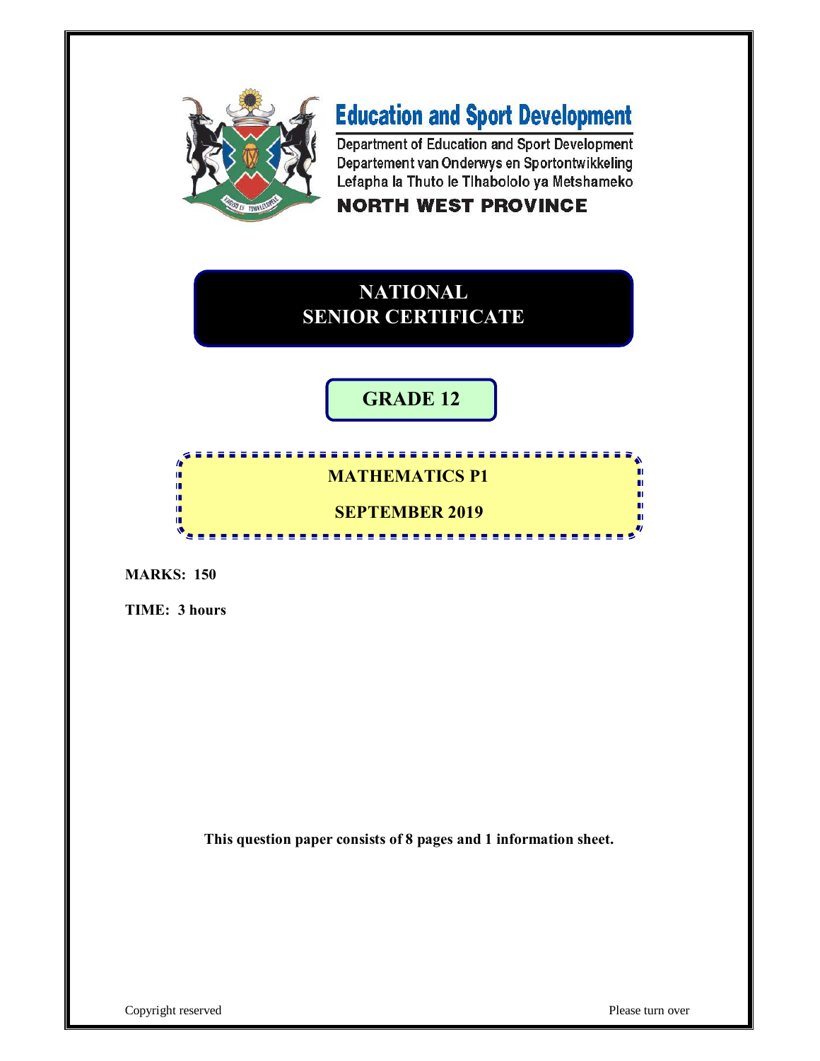**Education and Sport Development**

Department of Education and Sport Development
Departement van Onderwys en Sportontwikkeling
Lefapha la Thuto le Tlhabololo ya Metshameko

**NORTH WEST PROVINCE**

# NATIONAL SENIOR CERTIFICATE

## GRADE 12

## MATHEMATICS P1

## SEPTEMBER 2019

**MARKS: 150**

**TIME: 3 hours**

**This question paper consists of 8 pages and 1 information sheet.**

Copyright reserved

Please turn over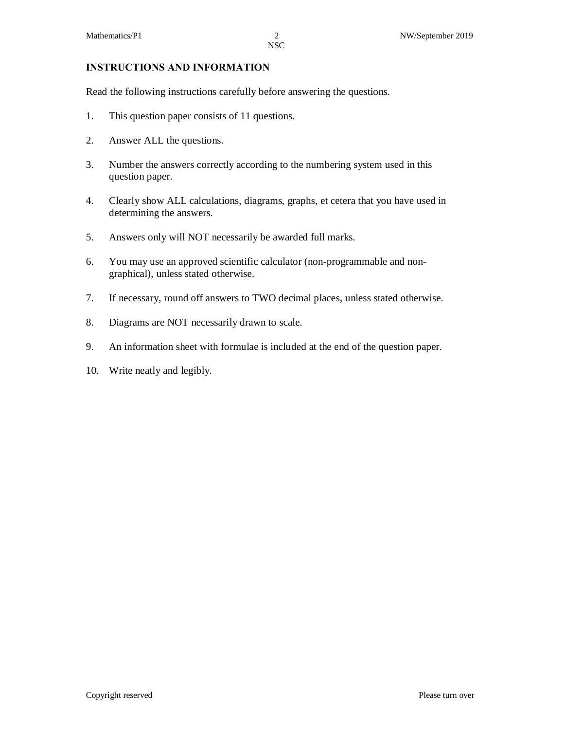## INSTRUCTIONS AND INFORMATION

Read the following instructions carefully before answering the questions.

1. This question paper consists of 11 questions.
2. Answer ALL the questions.
3. Number the answers correctly according to the numbering system used in this question paper.
4. Clearly show ALL calculations, diagrams, graphs, et cetera that you have used in determining the answers.
5. Answers only will NOT necessarily be awarded full marks.
6. You may use an approved scientific calculator (non-programmable and non-graphical), unless stated otherwise.
7. If necessary, round off answers to TWO decimal places, unless stated otherwise.
8. Diagrams are NOT necessarily drawn to scale.
9. An information sheet with formulae is included at the end of the question paper.
10. Write neatly and legibly.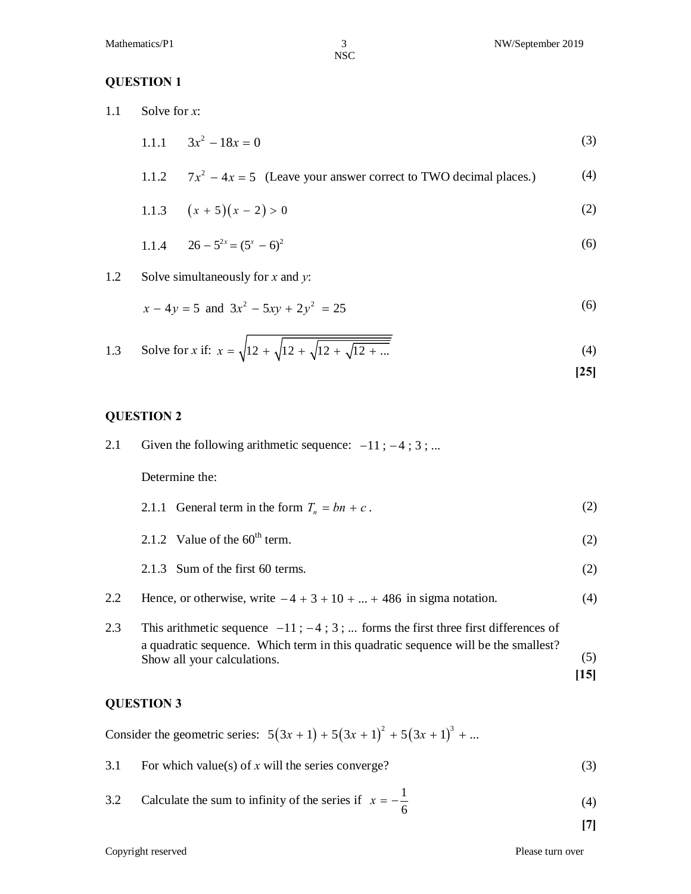## QUESTION 1

1.1 Solve for $x$:

1.1.1 $3x^2 - 18x = 0$ (3)

1.1.2 $7x^2 - 4x = 5$ (Leave your answer correct to TWO decimal places.) (4)

1.1.3 $(x+5)(x-2) > 0$ (2)

1.1.4 $26 - 5^{2x} = (5^x - 6)^2$ (6)

1.2 Solve simultaneously for $x$ and $y$:

$x - 4y = 5$ and $3x^2 - 5xy + 2y^2 = 25$ (6)

1.3 Solve for $x$ if: $x = \sqrt{12 + \sqrt{12 + \sqrt{12 + \sqrt{12 + \ldots}}}}$ (4)

**[25]**

## QUESTION 2

2.1 Given the following arithmetic sequence: $-11\,;\,-4\,;\,3\,;\,\ldots$

Determine the:

2.1.1 General term in the form $T_n = bn + c$. (2)

2.1.2 Value of the 60th term. (2)

2.1.3 Sum of the first 60 terms. (2)

2.2 Hence, or otherwise, write $-4 + 3 + 10 + \ldots + 486$ in sigma notation. (4)

2.3 This arithmetic sequence $-11\,;\,-4\,;\,3\,;\,\ldots$ forms the first three first differences of a quadratic sequence. Which term in this quadratic sequence will be the smallest? Show all your calculations. (5)

**[15]**

## QUESTION 3

Consider the geometric series: $5(3x+1) + 5(3x+1)^2 + 5(3x+1)^3 + \ldots$

3.1 For which value(s) of $x$ will the series converge? (3)

3.2 Calculate the sum to infinity of the series if $x = -\frac{1}{6}$ (4)

**[7]**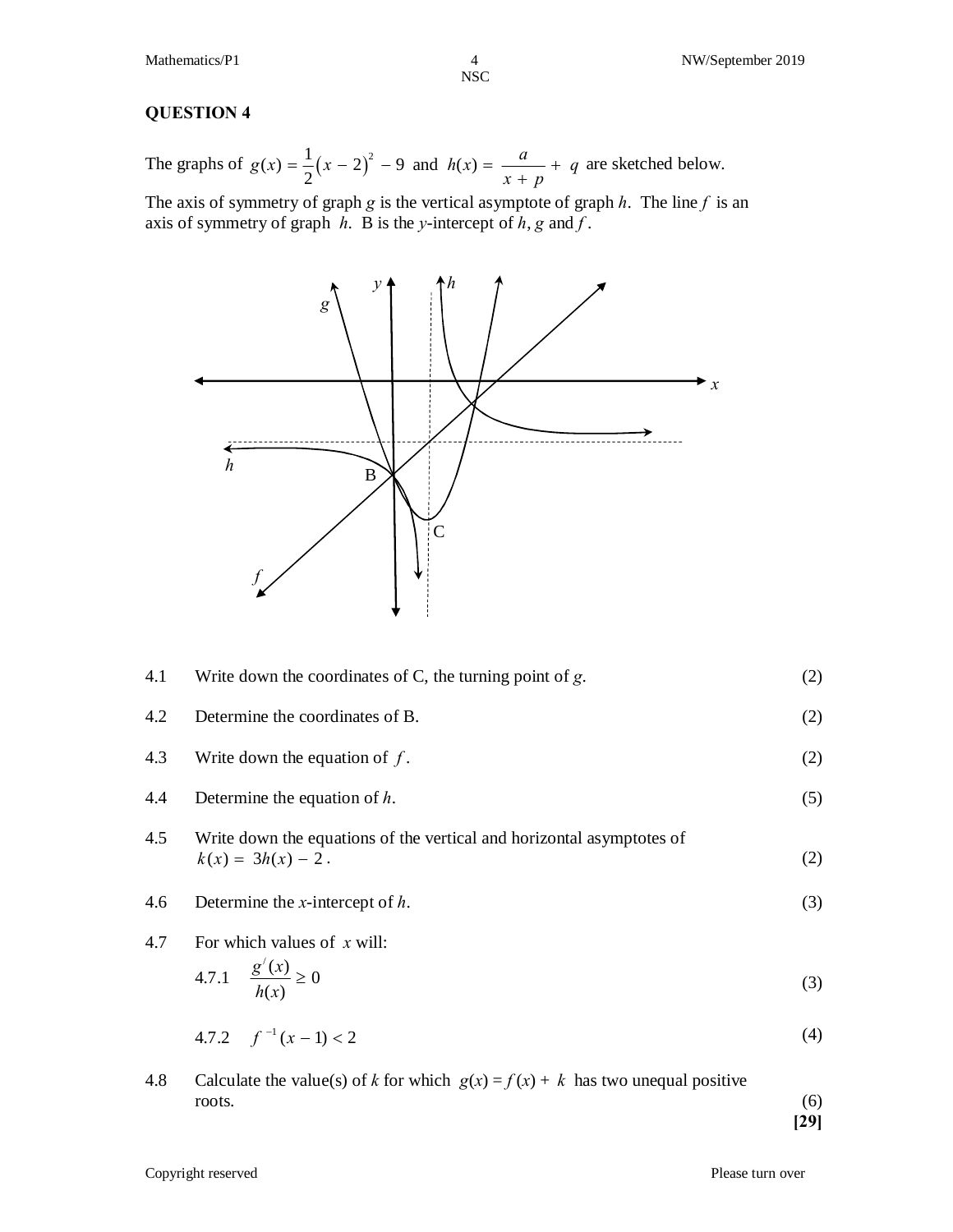## QUESTION 4

The graphs of $g(x) = \frac{1}{2}(x-2)^2 - 9$ and $h(x) = \frac{a}{x+p} + q$ are sketched below.

The axis of symmetry of graph $g$ is the vertical asymptote of graph $h$. The line $f$ is an axis of symmetry of graph $h$. B is the $y$-intercept of $h$, $g$ and $f$.

| | | | |
|---|---|---|---|
| 4.1 | Write down the coordinates of C, the turning point of $g$. | | (2) |
| 4.2 | Determine the coordinates of B. | | (2) |
| 4.3 | Write down the equation of $f$. | | (2) |
| 4.4 | Determine the equation of $h$. | | (5) |
| 4.5 | Write down the equations of the vertical and horizontal asymptotes of $k(x) = 3h(x) - 2$. | | (2) |
| 4.6 | Determine the $x$-intercept of $h$. | | (3) |
| 4.7 | For which values of $x$ will: | | |
| | 4.7.1 | $\frac{g^{/}(x)}{h(x)} \geq 0$ | (3) |
| | 4.7.2 | $f^{-1}(x-1) < 2$ | (4) |
| 4.8 | Calculate the value(s) of $k$ for which $g(x) = f(x) + k$ has two unequal positive roots. | | (6) |

**[29]**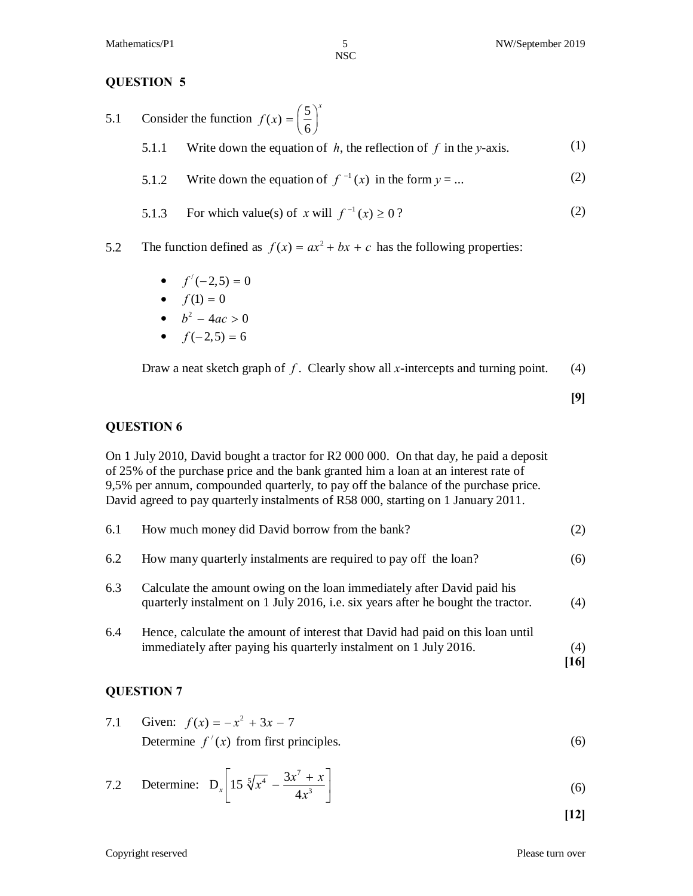## QUESTION 5

5.1 Consider the function $f(x) = \left(\frac{5}{6}\right)^x$

5.1.1 Write down the equation of $h$, the reflection of $f$ in the $y$-axis. (1)

5.1.2 Write down the equation of $f^{-1}(x)$ in the form $y = ...$ (2)

5.1.3 For which value(s) of $x$ will $f^{-1}(x) \geq 0$ ? (2)

5.2 The function defined as $f(x) = ax^2 + bx + c$ has the following properties:

- $f^{/}(-2{,}5) = 0$
- $f(1) = 0$
- $b^2 - 4ac > 0$
- $f(-2{,}5) = 6$

Draw a neat sketch graph of $f$. Clearly show all $x$-intercepts and turning point. (4)

**[9]**

## QUESTION 6

On 1 July 2010, David bought a tractor for R2 000 000. On that day, he paid a deposit of 25% of the purchase price and the bank granted him a loan at an interest rate of 9,5% per annum, compounded quarterly, to pay off the balance of the purchase price. David agreed to pay quarterly instalments of R58 000, starting on 1 January 2011.

6.1 How much money did David borrow from the bank? (2)

6.2 How many quarterly instalments are required to pay off the loan? (6)

6.3 Calculate the amount owing on the loan immediately after David paid his quarterly instalment on 1 July 2016, i.e. six years after he bought the tractor. (4)

6.4 Hence, calculate the amount of interest that David had paid on this loan until immediately after paying his quarterly instalment on 1 July 2016. (4)

**[16]**

## QUESTION 7

7.1 Given: $f(x) = -x^2 + 3x - 7$

Determine $f^{/}(x)$ from first principles. (6)

7.2 Determine: $D_x\left[15\sqrt[5]{x^4} - \frac{3x^7 + x}{4x^3}\right]$ (6)

**[12]**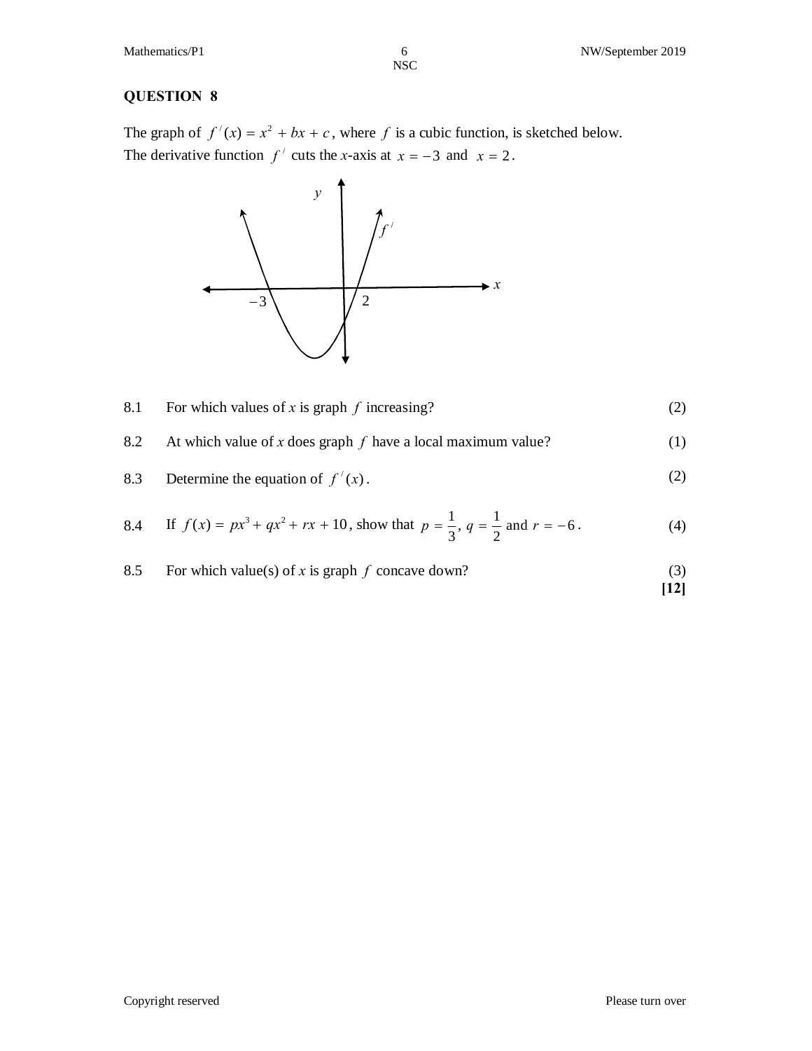## QUESTION 8

The graph of $f'(x) = x^2 + bx + c$, where $f$ is a cubic function, is sketched below. The derivative function $f'$ cuts the $x$-axis at $x = -3$ and $x = 2$.

8.1 For which values of $x$ is graph $f$ increasing? (2)

8.2 At which value of $x$ does graph $f$ have a local maximum value? (1)

8.3 Determine the equation of $f'(x)$. (2)

8.4 If $f(x) = px^3 + qx^2 + rx + 10$, show that $p = \frac{1}{3}$, $q = \frac{1}{2}$ and $r = -6$. (4)

8.5 For which value(s) of $x$ is graph $f$ concave down? (3)

**[12]**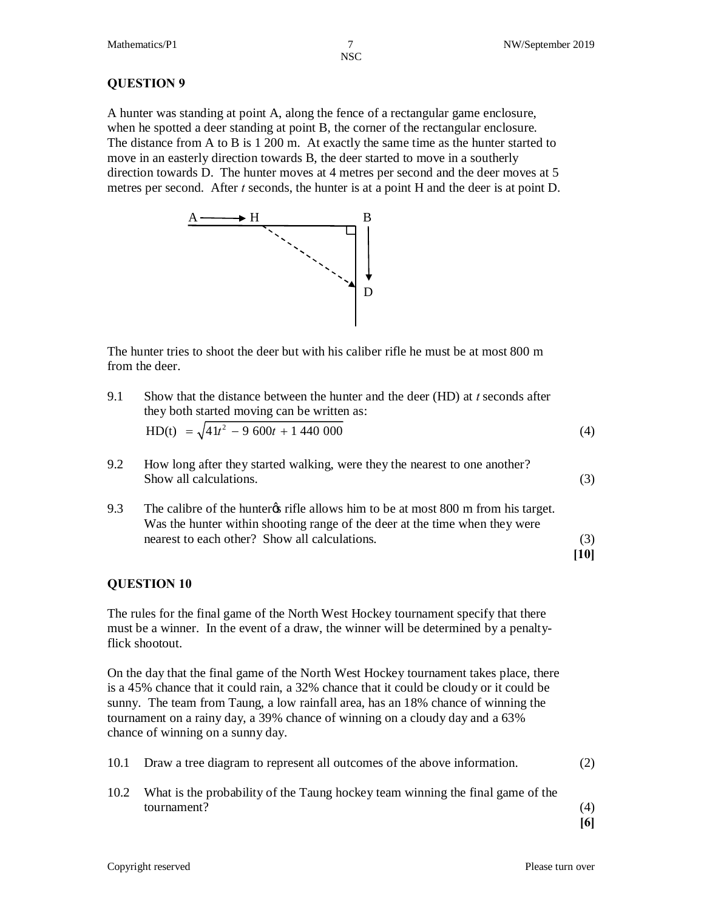## QUESTION 9

A hunter was standing at point A, along the fence of a rectangular game enclosure, when he spotted a deer standing at point B, the corner of the rectangular enclosure. The distance from A to B is 1 200 m. At exactly the same time as the hunter started to move in an easterly direction towards B, the deer started to move in a southerly direction towards D. The hunter moves at 4 metres per second and the deer moves at 5 metres per second. After *t* seconds, the hunter is at a point H and the deer is at point D.

The hunter tries to shoot the deer but with his caliber rifle he must be at most 800 m from the deer.

9.1 Show that the distance between the hunter and the deer (HD) at *t* seconds after they both started moving can be written as:

$$\text{HD}(t) = \sqrt{41t^2 - 9\ 600t + 1\ 440\ 000}$$ (4)

9.2 How long after they started walking, were they the nearest to one another? Show all calculations. (3)

9.3 The calibre of the hunter's rifle allows him to be at most 800 m from his target. Was the hunter within shooting range of the deer at the time when they were nearest to each other? Show all calculations. (3)

**[10]**

## QUESTION 10

The rules for the final game of the North West Hockey tournament specify that there must be a winner. In the event of a draw, the winner will be determined by a penalty-flick shootout.

On the day that the final game of the North West Hockey tournament takes place, there is a 45% chance that it could rain, a 32% chance that it could be cloudy or it could be sunny. The team from Taung, a low rainfall area, has an 18% chance of winning the tournament on a rainy day, a 39% chance of winning on a cloudy day and a 63% chance of winning on a sunny day.

10.1 Draw a tree diagram to represent all outcomes of the above information. (2)

10.2 What is the probability of the Taung hockey team winning the final game of the tournament? (4)

**[6]**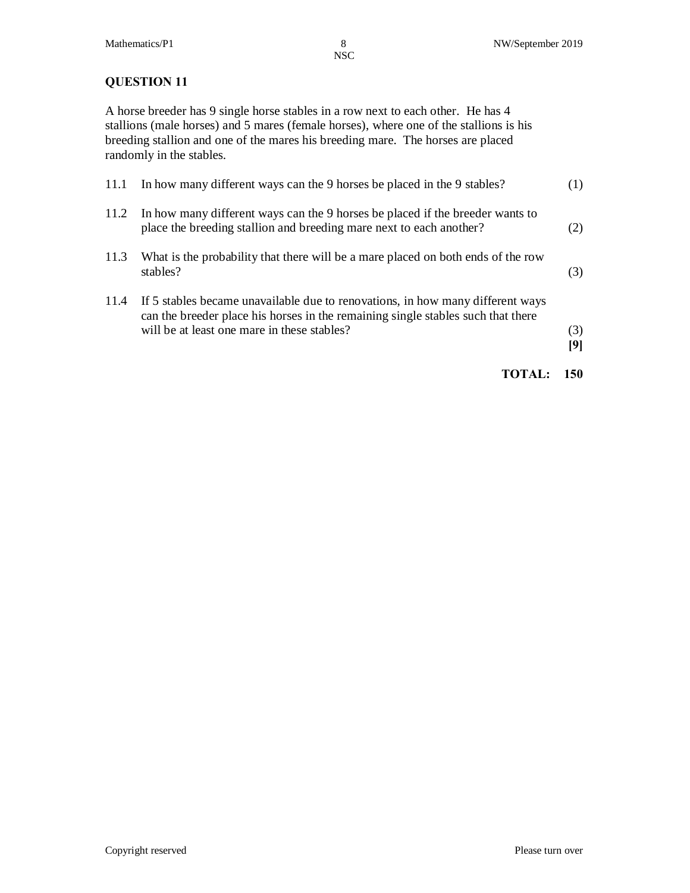## QUESTION 11

A horse breeder has 9 single horse stables in a row next to each other. He has 4 stallions (male horses) and 5 mares (female horses), where one of the stallions is his breeding stallion and one of the mares his breeding mare. The horses are placed randomly in the stables.

| | | |
|---|---|---|
| 11.1 | In how many different ways can the 9 horses be placed in the 9 stables? | (1) |
| 11.2 | In how many different ways can the 9 horses be placed if the breeder wants to place the breeding stallion and breeding mare next to each another? | (2) |
| 11.3 | What is the probability that there will be a mare placed on both ends of the row stables? | (3) |
| 11.4 | If 5 stables became unavailable due to renovations, in how many different ways can the breeder place his horses in the remaining single stables such that there will be at least one mare in these stables? | (3) **[9]** |

**TOTAL: 150**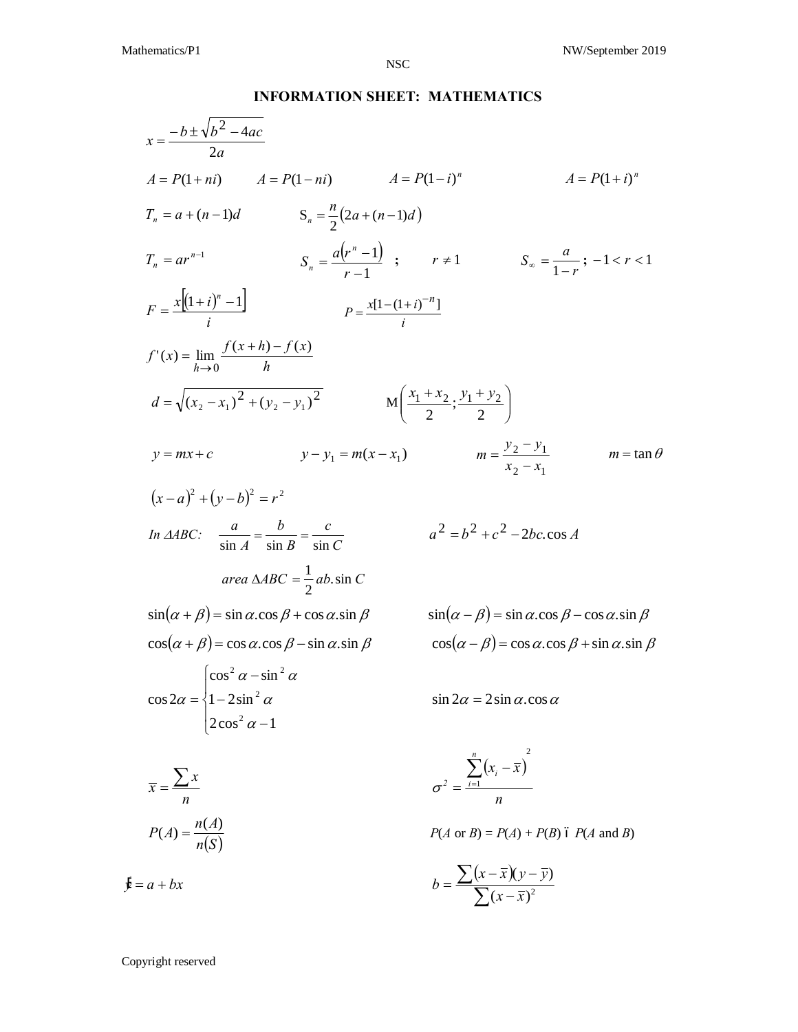# INFORMATION SHEET: MATHEMATICS

$$x = \frac{-b \pm \sqrt{b^2 - 4ac}}{2a}$$

$A = P(1+ni)$ $\quad$ $A = P(1-ni)$ $\quad$ $A = P(1-i)^n$ $\quad$ $A = P(1+i)^n$

$T_n = a + (n-1)d$ $\quad$ $S_n = \frac{n}{2}\left(2a + (n-1)d\right)$

$T_n = ar^{n-1}$ $\quad$ $S_n = \frac{a\left(r^n - 1\right)}{r-1}$ ; $\quad r \neq 1$ $\quad$ $S_\infty = \frac{a}{1-r}$ ; $-1 < r < 1$

$F = \frac{x\left[(1+i)^n - 1\right]}{i}$ $\quad$ $P = \frac{x[1-(1+i)^{-n}]}{i}$

$$f'(x) = \lim_{h \to 0} \frac{f(x+h) - f(x)}{h}$$

$d = \sqrt{(x_2 - x_1)^2 + (y_2 - y_1)^2}$ $\quad$ $\mathrm{M}\left(\frac{x_1 + x_2}{2}; \frac{y_1 + y_2}{2}\right)$

$y = mx + c$ $\quad$ $y - y_1 = m(x - x_1)$ $\quad$ $m = \frac{y_2 - y_1}{x_2 - x_1}$ $\quad$ $m = \tan\theta$

$$(x-a)^2 + (y-b)^2 = r^2$$

*In ΔABC:* $\frac{a}{\sin A} = \frac{b}{\sin B} = \frac{c}{\sin C}$ $\quad$ $a^2 = b^2 + c^2 - 2bc.\cos A$

$$area\ \Delta ABC = \frac{1}{2}ab.\sin C$$

$\sin(\alpha + \beta) = \sin\alpha.\cos\beta + \cos\alpha.\sin\beta$ $\quad$ $\sin(\alpha - \beta) = \sin\alpha.\cos\beta - \cos\alpha.\sin\beta$

$\cos(\alpha + \beta) = \cos\alpha.\cos\beta - \sin\alpha.\sin\beta$ $\quad$ $\cos(\alpha - \beta) = \cos\alpha.\cos\beta + \sin\alpha.\sin\beta$

$$\cos 2\alpha = \begin{cases} \cos^2\alpha - \sin^2\alpha \\ 1 - 2\sin^2\alpha \\ 2\cos^2\alpha - 1 \end{cases}$$

$$\sin 2\alpha = 2\sin\alpha.\cos\alpha$$

$\bar{x} = \frac{\sum x}{n}$ $\quad$ $\sigma^2 = \frac{\sum_{i=1}^{n}\left(x_i - \bar{x}\right)^2}{n}$

$P(A) = \frac{n(A)}{n(S)}$ $\quad$ $P(A \text{ or } B) = P(A) + P(B) - P(A \text{ and } B)$

$\hat{y} = a + bx$ $\quad$ $b = \frac{\sum(x - \bar{x})(y - \bar{y})}{\sum(x - \bar{x})^2}$